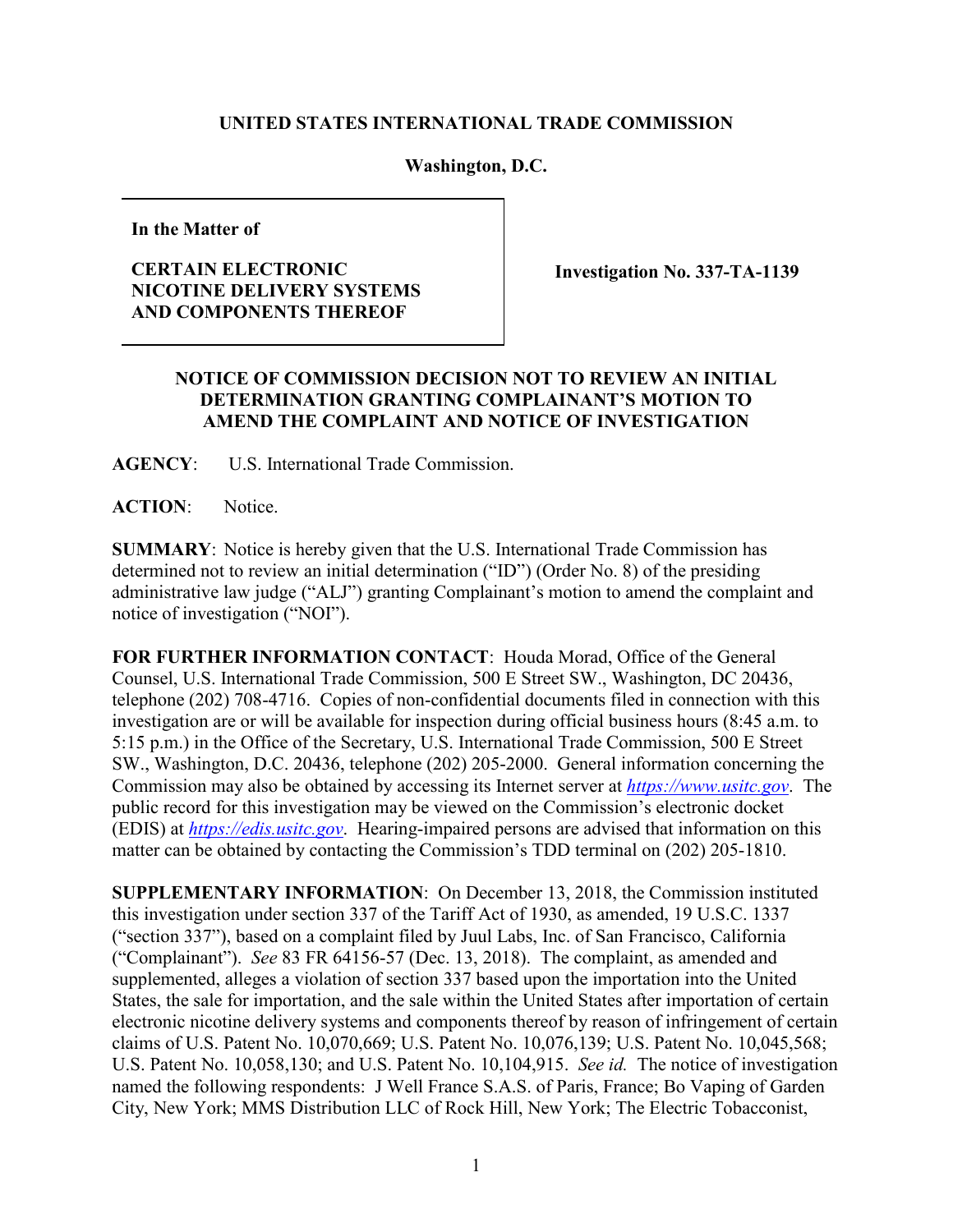**UNITED STATES INTERNATIONAL TRADE COMMISSION**

**Washington, D.C.**

| **In the Matter of**<br><br>**CERTAIN ELECTRONIC NICOTINE DELIVERY SYSTEMS AND COMPONENTS THEREOF** | **Investigation No. 337-TA-1139** |
|---|---|

**NOTICE OF COMMISSION DECISION NOT TO REVIEW AN INITIAL DETERMINATION GRANTING COMPLAINANT'S MOTION TO AMEND THE COMPLAINT AND NOTICE OF INVESTIGATION**

**AGENCY**: U.S. International Trade Commission.

**ACTION**: Notice.

**SUMMARY**: Notice is hereby given that the U.S. International Trade Commission has determined not to review an initial determination ("ID") (Order No. 8) of the presiding administrative law judge ("ALJ") granting Complainant's motion to amend the complaint and notice of investigation ("NOI").

**FOR FURTHER INFORMATION CONTACT**: Houda Morad, Office of the General Counsel, U.S. International Trade Commission, 500 E Street SW., Washington, DC 20436, telephone (202) 708-4716. Copies of non-confidential documents filed in connection with this investigation are or will be available for inspection during official business hours (8:45 a.m. to 5:15 p.m.) in the Office of the Secretary, U.S. International Trade Commission, 500 E Street SW., Washington, D.C. 20436, telephone (202) 205-2000. General information concerning the Commission may also be obtained by accessing its Internet server at *https://www.usitc.gov*. The public record for this investigation may be viewed on the Commission's electronic docket (EDIS) at *https://edis.usitc.gov*. Hearing-impaired persons are advised that information on this matter can be obtained by contacting the Commission's TDD terminal on (202) 205-1810.

**SUPPLEMENTARY INFORMATION**: On December 13, 2018, the Commission instituted this investigation under section 337 of the Tariff Act of 1930, as amended, 19 U.S.C. 1337 ("section 337"), based on a complaint filed by Juul Labs, Inc. of San Francisco, California ("Complainant"). *See* 83 FR 64156-57 (Dec. 13, 2018). The complaint, as amended and supplemented, alleges a violation of section 337 based upon the importation into the United States, the sale for importation, and the sale within the United States after importation of certain electronic nicotine delivery systems and components thereof by reason of infringement of certain claims of U.S. Patent No. 10,070,669; U.S. Patent No. 10,076,139; U.S. Patent No. 10,045,568; U.S. Patent No. 10,058,130; and U.S. Patent No. 10,104,915. *See id.* The notice of investigation named the following respondents: J Well France S.A.S. of Paris, France; Bo Vaping of Garden City, New York; MMS Distribution LLC of Rock Hill, New York; The Electric Tobacconist,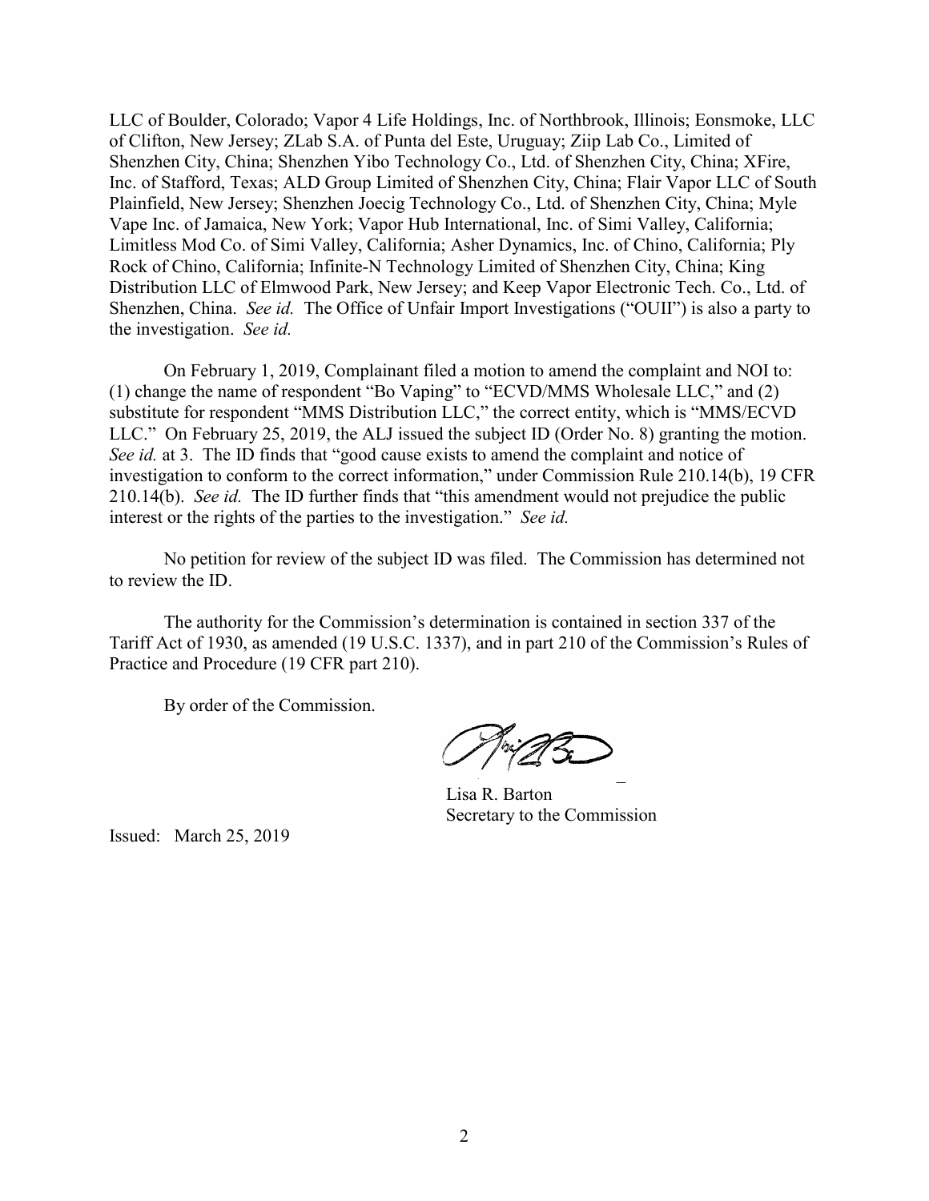LLC of Boulder, Colorado; Vapor 4 Life Holdings, Inc. of Northbrook, Illinois; Eonsmoke, LLC of Clifton, New Jersey; ZLab S.A. of Punta del Este, Uruguay; Ziip Lab Co., Limited of Shenzhen City, China; Shenzhen Yibo Technology Co., Ltd. of Shenzhen City, China; XFire, Inc. of Stafford, Texas; ALD Group Limited of Shenzhen City, China; Flair Vapor LLC of South Plainfield, New Jersey; Shenzhen Joecig Technology Co., Ltd. of Shenzhen City, China; Myle Vape Inc. of Jamaica, New York; Vapor Hub International, Inc. of Simi Valley, California; Limitless Mod Co. of Simi Valley, California; Asher Dynamics, Inc. of Chino, California; Ply Rock of Chino, California; Infinite-N Technology Limited of Shenzhen City, China; King Distribution LLC of Elmwood Park, New Jersey; and Keep Vapor Electronic Tech. Co., Ltd. of Shenzhen, China. *See id.* The Office of Unfair Import Investigations ("OUII") is also a party to the investigation. *See id.*

On February 1, 2019, Complainant filed a motion to amend the complaint and NOI to: (1) change the name of respondent "Bo Vaping" to "ECVD/MMS Wholesale LLC," and (2) substitute for respondent "MMS Distribution LLC," the correct entity, which is "MMS/ECVD LLC." On February 25, 2019, the ALJ issued the subject ID (Order No. 8) granting the motion. *See id.* at 3. The ID finds that "good cause exists to amend the complaint and notice of investigation to conform to the correct information," under Commission Rule 210.14(b), 19 CFR 210.14(b). *See id.* The ID further finds that "this amendment would not prejudice the public interest or the rights of the parties to the investigation." *See id.*

No petition for review of the subject ID was filed. The Commission has determined not to review the ID.

The authority for the Commission's determination is contained in section 337 of the Tariff Act of 1930, as amended (19 U.S.C. 1337), and in part 210 of the Commission's Rules of Practice and Procedure (19 CFR part 210).

By order of the Commission.

Lisa R. Barton
Secretary to the Commission

Issued: March 25, 2019